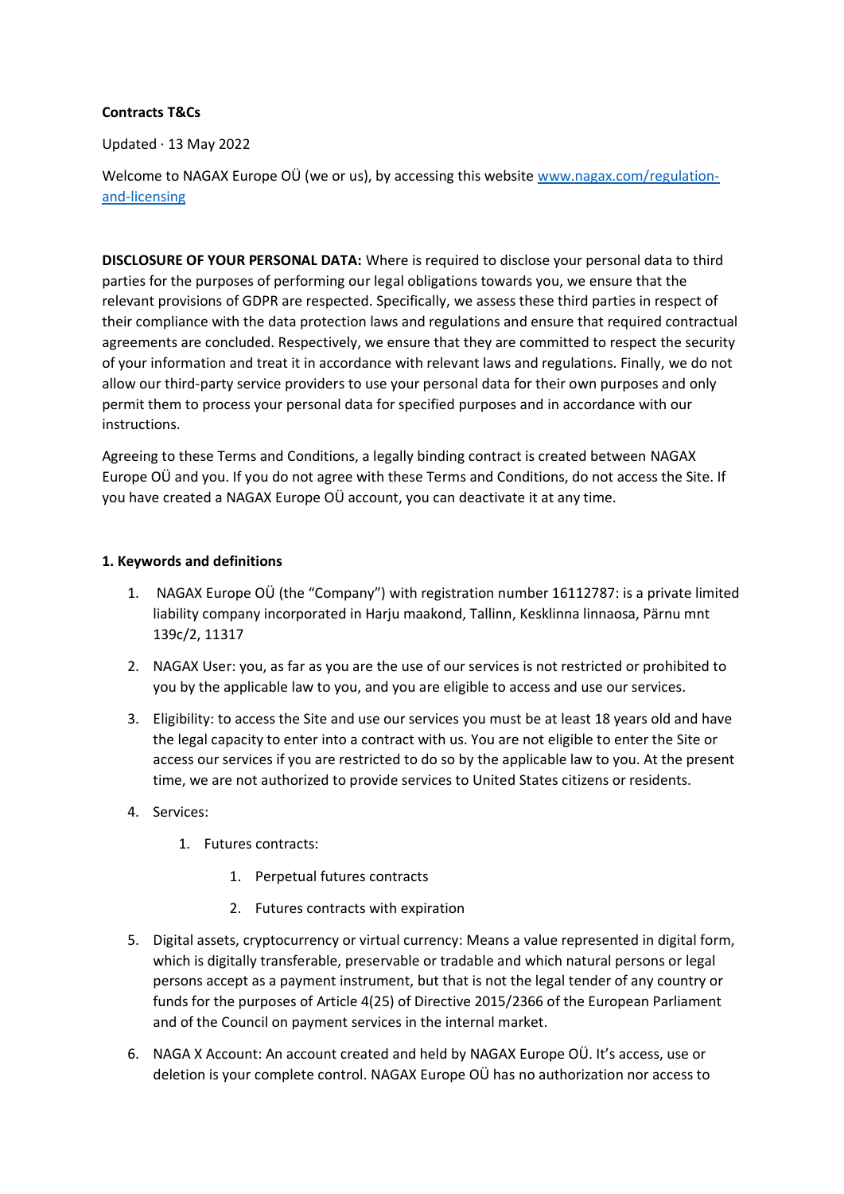**Contracts T&Cs**

Updated · 13 May 2022

Welcome to NAGAX Europe OÜ (we or us), by accessing this website [www.nagax.com/regulation-and-licensing](www.nagax.com/regulation-and-licensing)

**DISCLOSURE OF YOUR PERSONAL DATA:** Where is required to disclose your personal data to third parties for the purposes of performing our legal obligations towards you, we ensure that the relevant provisions of GDPR are respected. Specifically, we assess these third parties in respect of their compliance with the data protection laws and regulations and ensure that required contractual agreements are concluded. Respectively, we ensure that they are committed to respect the security of your information and treat it in accordance with relevant laws and regulations. Finally, we do not allow our third-party service providers to use your personal data for their own purposes and only permit them to process your personal data for specified purposes and in accordance with our instructions.

Agreeing to these Terms and Conditions, a legally binding contract is created between NAGAX Europe OÜ and you. If you do not agree with these Terms and Conditions, do not access the Site. If you have created a NAGAX Europe OÜ account, you can deactivate it at any time.

**1. Keywords and definitions**

1. NAGAX Europe OÜ (the "Company") with registration number 16112787: is a private limited liability company incorporated in Harju maakond, Tallinn, Kesklinna linnaosa, Pärnu mnt 139c/2, 11317
2. NAGAX User: you, as far as you are the use of our services is not restricted or prohibited to you by the applicable law to you, and you are eligible to access and use our services.
3. Eligibility: to access the Site and use our services you must be at least 18 years old and have the legal capacity to enter into a contract with us. You are not eligible to enter the Site or access our services if you are restricted to do so by the applicable law to you. At the present time, we are not authorized to provide services to United States citizens or residents.
4. Services:
    1. Futures contracts:
        1. Perpetual futures contracts
        2. Futures contracts with expiration
5. Digital assets, cryptocurrency or virtual currency: Means a value represented in digital form, which is digitally transferable, preservable or tradable and which natural persons or legal persons accept as a payment instrument, but that is not the legal tender of any country or funds for the purposes of Article 4(25) of Directive 2015/2366 of the European Parliament and of the Council on payment services in the internal market.
6. NAGA X Account: An account created and held by NAGAX Europe OÜ. It's access, use or deletion is your complete control. NAGAX Europe OÜ has no authorization nor access to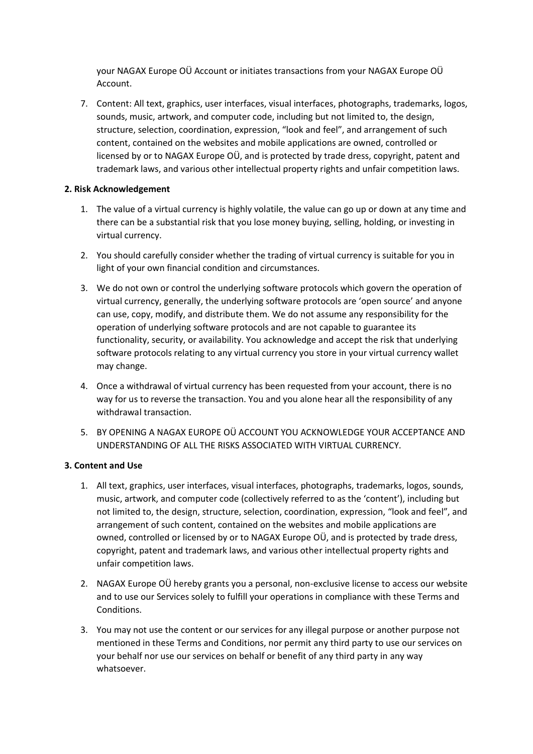your NAGAX Europe OÜ Account or initiates transactions from your NAGAX Europe OÜ Account.

7. Content: All text, graphics, user interfaces, visual interfaces, photographs, trademarks, logos, sounds, music, artwork, and computer code, including but not limited to, the design, structure, selection, coordination, expression, "look and feel", and arrangement of such content, contained on the websites and mobile applications are owned, controlled or licensed by or to NAGAX Europe OÜ, and is protected by trade dress, copyright, patent and trademark laws, and various other intellectual property rights and unfair competition laws.

**2. Risk Acknowledgement**

1. The value of a virtual currency is highly volatile, the value can go up or down at any time and there can be a substantial risk that you lose money buying, selling, holding, or investing in virtual currency.
2. You should carefully consider whether the trading of virtual currency is suitable for you in light of your own financial condition and circumstances.
3. We do not own or control the underlying software protocols which govern the operation of virtual currency, generally, the underlying software protocols are 'open source' and anyone can use, copy, modify, and distribute them. We do not assume any responsibility for the operation of underlying software protocols and are not capable to guarantee its functionality, security, or availability. You acknowledge and accept the risk that underlying software protocols relating to any virtual currency you store in your virtual currency wallet may change.
4. Once a withdrawal of virtual currency has been requested from your account, there is no way for us to reverse the transaction. You and you alone hear all the responsibility of any withdrawal transaction.
5. BY OPENING A NAGAX EUROPE OÜ ACCOUNT YOU ACKNOWLEDGE YOUR ACCEPTANCE AND UNDERSTANDING OF ALL THE RISKS ASSOCIATED WITH VIRTUAL CURRENCY.

**3. Content and Use**

1. All text, graphics, user interfaces, visual interfaces, photographs, trademarks, logos, sounds, music, artwork, and computer code (collectively referred to as the 'content'), including but not limited to, the design, structure, selection, coordination, expression, "look and feel", and arrangement of such content, contained on the websites and mobile applications are owned, controlled or licensed by or to NAGAX Europe OÜ, and is protected by trade dress, copyright, patent and trademark laws, and various other intellectual property rights and unfair competition laws.
2. NAGAX Europe OÜ hereby grants you a personal, non-exclusive license to access our website and to use our Services solely to fulfill your operations in compliance with these Terms and Conditions.
3. You may not use the content or our services for any illegal purpose or another purpose not mentioned in these Terms and Conditions, nor permit any third party to use our services on your behalf nor use our services on behalf or benefit of any third party in any way whatsoever.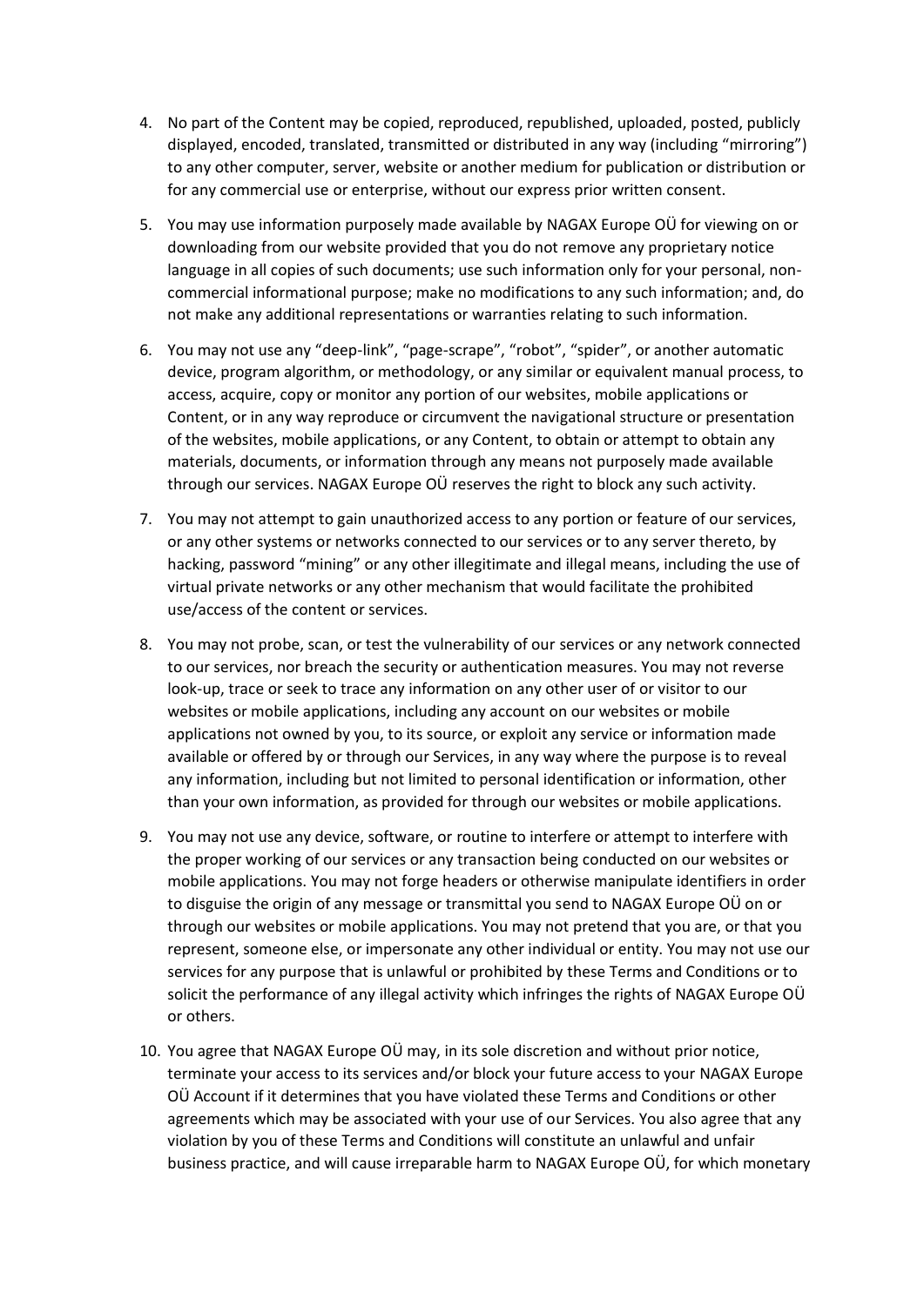4. No part of the Content may be copied, reproduced, republished, uploaded, posted, publicly displayed, encoded, translated, transmitted or distributed in any way (including "mirroring") to any other computer, server, website or another medium for publication or distribution or for any commercial use or enterprise, without our express prior written consent.

5. You may use information purposely made available by NAGAX Europe OÜ for viewing on or downloading from our website provided that you do not remove any proprietary notice language in all copies of such documents; use such information only for your personal, non-commercial informational purpose; make no modifications to any such information; and, do not make any additional representations or warranties relating to such information.

6. You may not use any "deep-link", "page-scrape", "robot", "spider", or another automatic device, program algorithm, or methodology, or any similar or equivalent manual process, to access, acquire, copy or monitor any portion of our websites, mobile applications or Content, or in any way reproduce or circumvent the navigational structure or presentation of the websites, mobile applications, or any Content, to obtain or attempt to obtain any materials, documents, or information through any means not purposely made available through our services. NAGAX Europe OÜ reserves the right to block any such activity.

7. You may not attempt to gain unauthorized access to any portion or feature of our services, or any other systems or networks connected to our services or to any server thereto, by hacking, password "mining" or any other illegitimate and illegal means, including the use of virtual private networks or any other mechanism that would facilitate the prohibited use/access of the content or services.

8. You may not probe, scan, or test the vulnerability of our services or any network connected to our services, nor breach the security or authentication measures. You may not reverse look-up, trace or seek to trace any information on any other user of or visitor to our websites or mobile applications, including any account on our websites or mobile applications not owned by you, to its source, or exploit any service or information made available or offered by or through our Services, in any way where the purpose is to reveal any information, including but not limited to personal identification or information, other than your own information, as provided for through our websites or mobile applications.

9. You may not use any device, software, or routine to interfere or attempt to interfere with the proper working of our services or any transaction being conducted on our websites or mobile applications. You may not forge headers or otherwise manipulate identifiers in order to disguise the origin of any message or transmittal you send to NAGAX Europe OÜ on or through our websites or mobile applications. You may not pretend that you are, or that you represent, someone else, or impersonate any other individual or entity. You may not use our services for any purpose that is unlawful or prohibited by these Terms and Conditions or to solicit the performance of any illegal activity which infringes the rights of NAGAX Europe OÜ or others.

10. You agree that NAGAX Europe OÜ may, in its sole discretion and without prior notice, terminate your access to its services and/or block your future access to your NAGAX Europe OÜ Account if it determines that you have violated these Terms and Conditions or other agreements which may be associated with your use of our Services. You also agree that any violation by you of these Terms and Conditions will constitute an unlawful and unfair business practice, and will cause irreparable harm to NAGAX Europe OÜ, for which monetary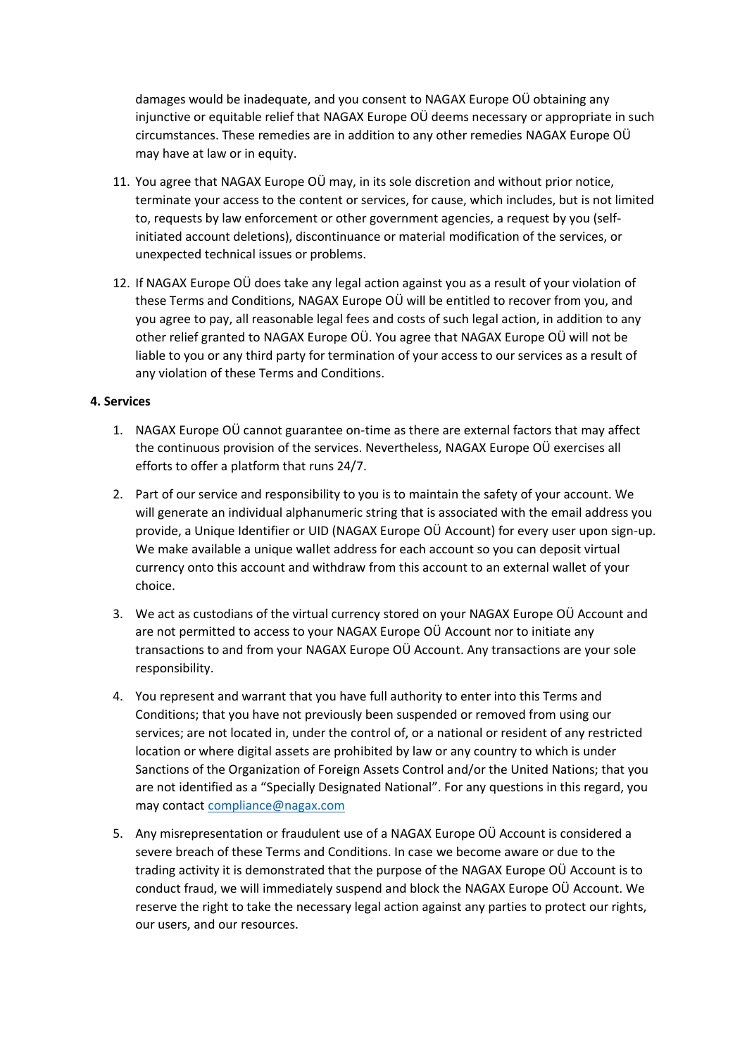damages would be inadequate, and you consent to NAGAX Europe OÜ obtaining any injunctive or equitable relief that NAGAX Europe OÜ deems necessary or appropriate in such circumstances. These remedies are in addition to any other remedies NAGAX Europe OÜ may have at law or in equity.

11. You agree that NAGAX Europe OÜ may, in its sole discretion and without prior notice, terminate your access to the content or services, for cause, which includes, but is not limited to, requests by law enforcement or other government agencies, a request by you (self-initiated account deletions), discontinuance or material modification of the services, or unexpected technical issues or problems.

12. If NAGAX Europe OÜ does take any legal action against you as a result of your violation of these Terms and Conditions, NAGAX Europe OÜ will be entitled to recover from you, and you agree to pay, all reasonable legal fees and costs of such legal action, in addition to any other relief granted to NAGAX Europe OÜ. You agree that NAGAX Europe OÜ will not be liable to you or any third party for termination of your access to our services as a result of any violation of these Terms and Conditions.

**4. Services**

1. NAGAX Europe OÜ cannot guarantee on-time as there are external factors that may affect the continuous provision of the services. Nevertheless, NAGAX Europe OÜ exercises all efforts to offer a platform that runs 24/7.

2. Part of our service and responsibility to you is to maintain the safety of your account. We will generate an individual alphanumeric string that is associated with the email address you provide, a Unique Identifier or UID (NAGAX Europe OÜ Account) for every user upon sign-up. We make available a unique wallet address for each account so you can deposit virtual currency onto this account and withdraw from this account to an external wallet of your choice.

3. We act as custodians of the virtual currency stored on your NAGAX Europe OÜ Account and are not permitted to access to your NAGAX Europe OÜ Account nor to initiate any transactions to and from your NAGAX Europe OÜ Account. Any transactions are your sole responsibility.

4. You represent and warrant that you have full authority to enter into this Terms and Conditions; that you have not previously been suspended or removed from using our services; are not located in, under the control of, or a national or resident of any restricted location or where digital assets are prohibited by law or any country to which is under Sanctions of the Organization of Foreign Assets Control and/or the United Nations; that you are not identified as a "Specially Designated National". For any questions in this regard, you may contact compliance@nagax.com

5. Any misrepresentation or fraudulent use of a NAGAX Europe OÜ Account is considered a severe breach of these Terms and Conditions. In case we become aware or due to the trading activity it is demonstrated that the purpose of the NAGAX Europe OÜ Account is to conduct fraud, we will immediately suspend and block the NAGAX Europe OÜ Account. We reserve the right to take the necessary legal action against any parties to protect our rights, our users, and our resources.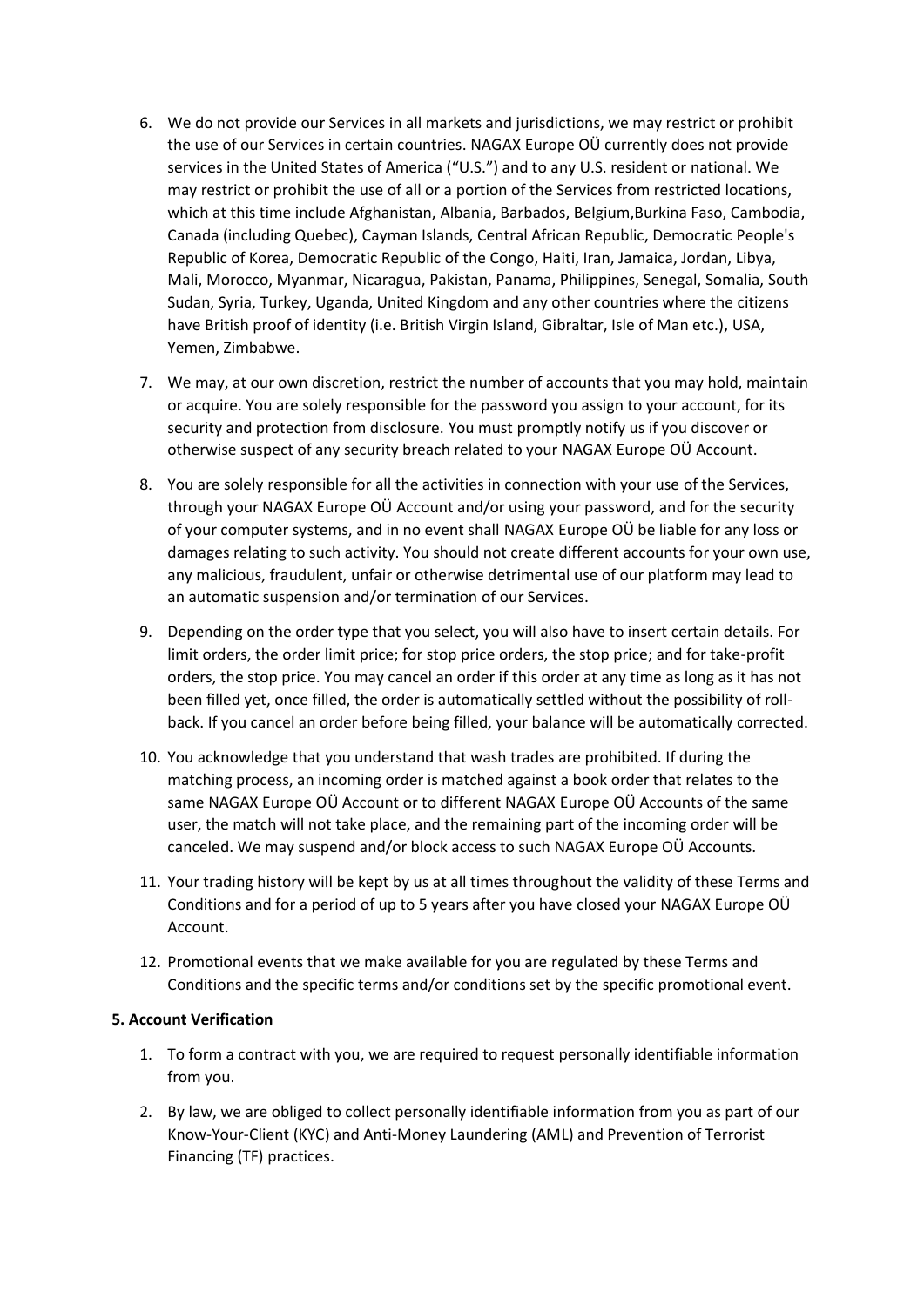6. We do not provide our Services in all markets and jurisdictions, we may restrict or prohibit the use of our Services in certain countries. NAGAX Europe OÜ currently does not provide services in the United States of America ("U.S.") and to any U.S. resident or national. We may restrict or prohibit the use of all or a portion of the Services from restricted locations, which at this time include Afghanistan, Albania, Barbados, Belgium,Burkina Faso, Cambodia, Canada (including Quebec), Cayman Islands, Central African Republic, Democratic People's Republic of Korea, Democratic Republic of the Congo, Haiti, Iran, Jamaica, Jordan, Libya, Mali, Morocco, Myanmar, Nicaragua, Pakistan, Panama, Philippines, Senegal, Somalia, South Sudan, Syria, Turkey, Uganda, United Kingdom and any other countries where the citizens have British proof of identity (i.e. British Virgin Island, Gibraltar, Isle of Man etc.), USA, Yemen, Zimbabwe.

7. We may, at our own discretion, restrict the number of accounts that you may hold, maintain or acquire. You are solely responsible for the password you assign to your account, for its security and protection from disclosure. You must promptly notify us if you discover or otherwise suspect of any security breach related to your NAGAX Europe OÜ Account.

8. You are solely responsible for all the activities in connection with your use of the Services, through your NAGAX Europe OÜ Account and/or using your password, and for the security of your computer systems, and in no event shall NAGAX Europe OÜ be liable for any loss or damages relating to such activity. You should not create different accounts for your own use, any malicious, fraudulent, unfair or otherwise detrimental use of our platform may lead to an automatic suspension and/or termination of our Services.

9. Depending on the order type that you select, you will also have to insert certain details. For limit orders, the order limit price; for stop price orders, the stop price; and for take-profit orders, the stop price. You may cancel an order if this order at any time as long as it has not been filled yet, once filled, the order is automatically settled without the possibility of roll-back. If you cancel an order before being filled, your balance will be automatically corrected.

10. You acknowledge that you understand that wash trades are prohibited. If during the matching process, an incoming order is matched against a book order that relates to the same NAGAX Europe OÜ Account or to different NAGAX Europe OÜ Accounts of the same user, the match will not take place, and the remaining part of the incoming order will be canceled. We may suspend and/or block access to such NAGAX Europe OÜ Accounts.

11. Your trading history will be kept by us at all times throughout the validity of these Terms and Conditions and for a period of up to 5 years after you have closed your NAGAX Europe OÜ Account.

12. Promotional events that we make available for you are regulated by these Terms and Conditions and the specific terms and/or conditions set by the specific promotional event.

**5. Account Verification**

1. To form a contract with you, we are required to request personally identifiable information from you.

2. By law, we are obliged to collect personally identifiable information from you as part of our Know-Your-Client (KYC) and Anti-Money Laundering (AML) and Prevention of Terrorist Financing (TF) practices.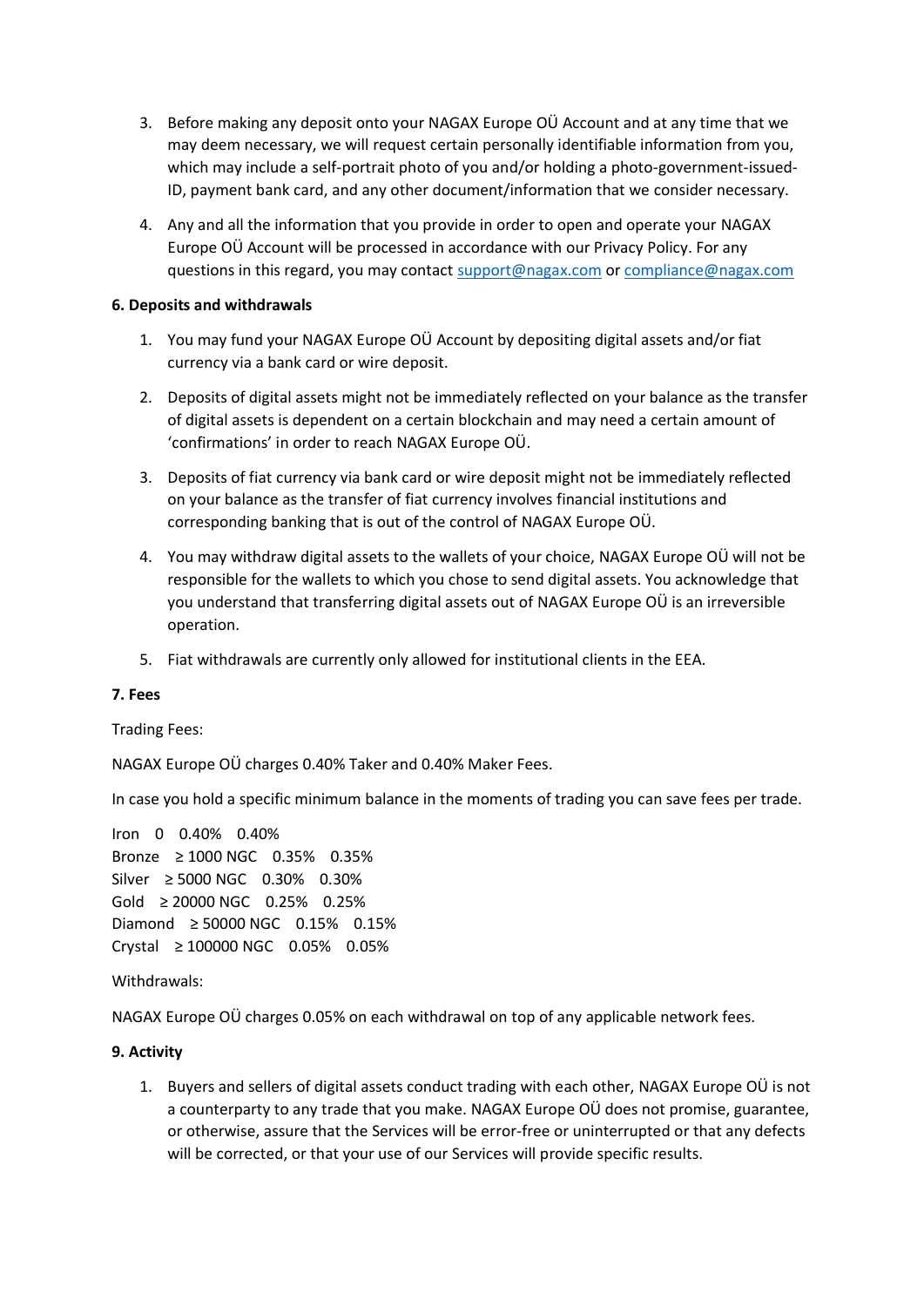3. Before making any deposit onto your NAGAX Europe OÜ Account and at any time that we may deem necessary, we will request certain personally identifiable information from you, which may include a self-portrait photo of you and/or holding a photo-government-issued-ID, payment bank card, and any other document/information that we consider necessary.

4. Any and all the information that you provide in order to open and operate your NAGAX Europe OÜ Account will be processed in accordance with our Privacy Policy. For any questions in this regard, you may contact support@nagax.com or compliance@nagax.com

**6. Deposits and withdrawals**

1. You may fund your NAGAX Europe OÜ Account by depositing digital assets and/or fiat currency via a bank card or wire deposit.

2. Deposits of digital assets might not be immediately reflected on your balance as the transfer of digital assets is dependent on a certain blockchain and may need a certain amount of 'confirmations' in order to reach NAGAX Europe OÜ.

3. Deposits of fiat currency via bank card or wire deposit might not be immediately reflected on your balance as the transfer of fiat currency involves financial institutions and corresponding banking that is out of the control of NAGAX Europe OÜ.

4. You may withdraw digital assets to the wallets of your choice, NAGAX Europe OÜ will not be responsible for the wallets to which you chose to send digital assets. You acknowledge that you understand that transferring digital assets out of NAGAX Europe OÜ is an irreversible operation.

5. Fiat withdrawals are currently only allowed for institutional clients in the EEA.

**7. Fees**

Trading Fees:

NAGAX Europe OÜ charges 0.40% Taker and 0.40% Maker Fees.

In case you hold a specific minimum balance in the moments of trading you can save fees per trade.

Iron 0 0.40% 0.40%
Bronze ≥ 1000 NGC 0.35% 0.35%
Silver ≥ 5000 NGC 0.30% 0.30%
Gold ≥ 20000 NGC 0.25% 0.25%
Diamond ≥ 50000 NGC 0.15% 0.15%
Crystal ≥ 100000 NGC 0.05% 0.05%

Withdrawals:

NAGAX Europe OÜ charges 0.05% on each withdrawal on top of any applicable network fees.

**9. Activity**

1. Buyers and sellers of digital assets conduct trading with each other, NAGAX Europe OÜ is not a counterparty to any trade that you make. NAGAX Europe OÜ does not promise, guarantee, or otherwise, assure that the Services will be error-free or uninterrupted or that any defects will be corrected, or that your use of our Services will provide specific results.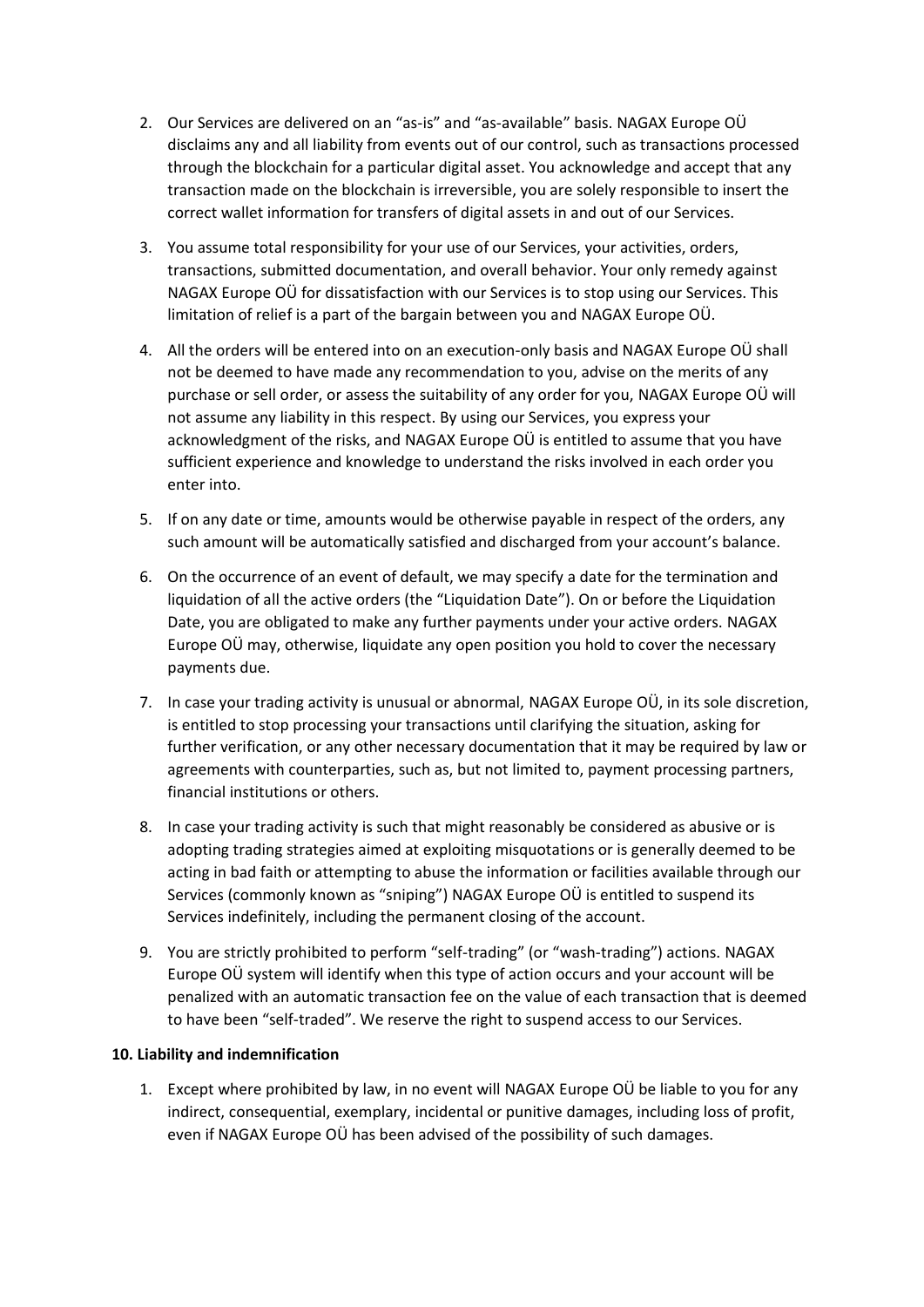2. Our Services are delivered on an "as-is" and "as-available" basis. NAGAX Europe OÜ disclaims any and all liability from events out of our control, such as transactions processed through the blockchain for a particular digital asset. You acknowledge and accept that any transaction made on the blockchain is irreversible, you are solely responsible to insert the correct wallet information for transfers of digital assets in and out of our Services.

3. You assume total responsibility for your use of our Services, your activities, orders, transactions, submitted documentation, and overall behavior. Your only remedy against NAGAX Europe OÜ for dissatisfaction with our Services is to stop using our Services. This limitation of relief is a part of the bargain between you and NAGAX Europe OÜ.

4. All the orders will be entered into on an execution-only basis and NAGAX Europe OÜ shall not be deemed to have made any recommendation to you, advise on the merits of any purchase or sell order, or assess the suitability of any order for you, NAGAX Europe OÜ will not assume any liability in this respect. By using our Services, you express your acknowledgment of the risks, and NAGAX Europe OÜ is entitled to assume that you have sufficient experience and knowledge to understand the risks involved in each order you enter into.

5. If on any date or time, amounts would be otherwise payable in respect of the orders, any such amount will be automatically satisfied and discharged from your account's balance.

6. On the occurrence of an event of default, we may specify a date for the termination and liquidation of all the active orders (the "Liquidation Date"). On or before the Liquidation Date, you are obligated to make any further payments under your active orders. NAGAX Europe OÜ may, otherwise, liquidate any open position you hold to cover the necessary payments due.

7. In case your trading activity is unusual or abnormal, NAGAX Europe OÜ, in its sole discretion, is entitled to stop processing your transactions until clarifying the situation, asking for further verification, or any other necessary documentation that it may be required by law or agreements with counterparties, such as, but not limited to, payment processing partners, financial institutions or others.

8. In case your trading activity is such that might reasonably be considered as abusive or is adopting trading strategies aimed at exploiting misquotations or is generally deemed to be acting in bad faith or attempting to abuse the information or facilities available through our Services (commonly known as "sniping") NAGAX Europe OÜ is entitled to suspend its Services indefinitely, including the permanent closing of the account.

9. You are strictly prohibited to perform "self-trading" (or "wash-trading") actions. NAGAX Europe OÜ system will identify when this type of action occurs and your account will be penalized with an automatic transaction fee on the value of each transaction that is deemed to have been "self-traded". We reserve the right to suspend access to our Services.

**10. Liability and indemnification**

1. Except where prohibited by law, in no event will NAGAX Europe OÜ be liable to you for any indirect, consequential, exemplary, incidental or punitive damages, including loss of profit, even if NAGAX Europe OÜ has been advised of the possibility of such damages.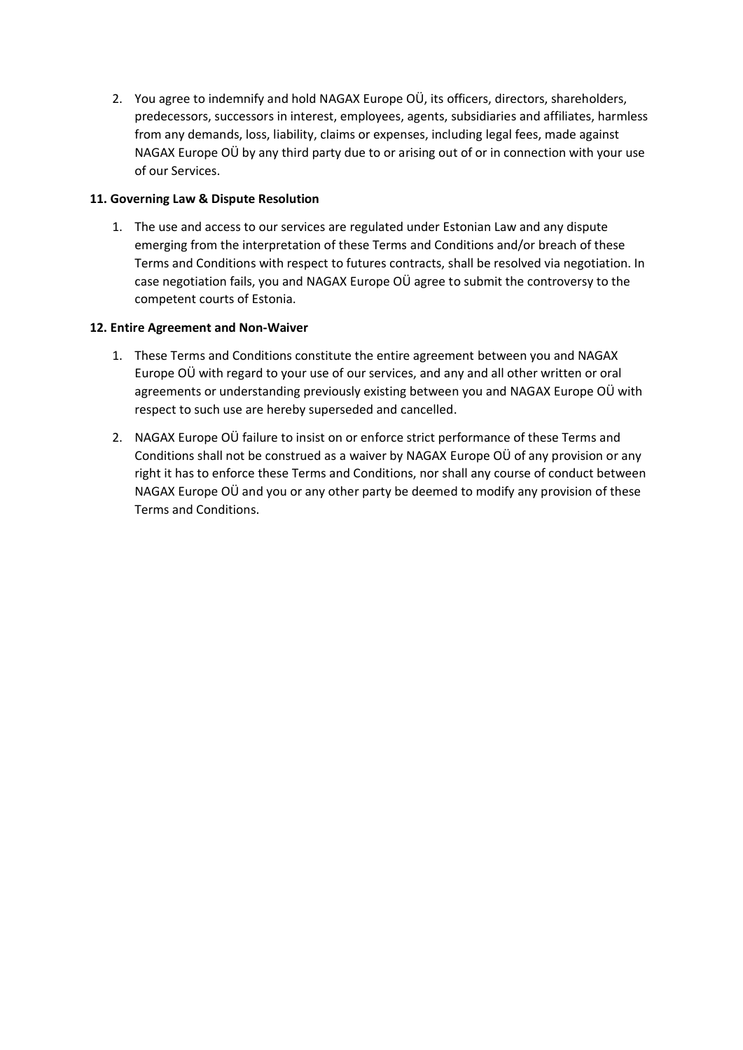2. You agree to indemnify and hold NAGAX Europe OÜ, its officers, directors, shareholders, predecessors, successors in interest, employees, agents, subsidiaries and affiliates, harmless from any demands, loss, liability, claims or expenses, including legal fees, made against NAGAX Europe OÜ by any third party due to or arising out of or in connection with your use of our Services.

**11. Governing Law & Dispute Resolution**

1. The use and access to our services are regulated under Estonian Law and any dispute emerging from the interpretation of these Terms and Conditions and/or breach of these Terms and Conditions with respect to futures contracts, shall be resolved via negotiation. In case negotiation fails, you and NAGAX Europe OÜ agree to submit the controversy to the competent courts of Estonia.

**12. Entire Agreement and Non-Waiver**

1. These Terms and Conditions constitute the entire agreement between you and NAGAX Europe OÜ with regard to your use of our services, and any and all other written or oral agreements or understanding previously existing between you and NAGAX Europe OÜ with respect to such use are hereby superseded and cancelled.

2. NAGAX Europe OÜ failure to insist on or enforce strict performance of these Terms and Conditions shall not be construed as a waiver by NAGAX Europe OÜ of any provision or any right it has to enforce these Terms and Conditions, nor shall any course of conduct between NAGAX Europe OÜ and you or any other party be deemed to modify any provision of these Terms and Conditions.